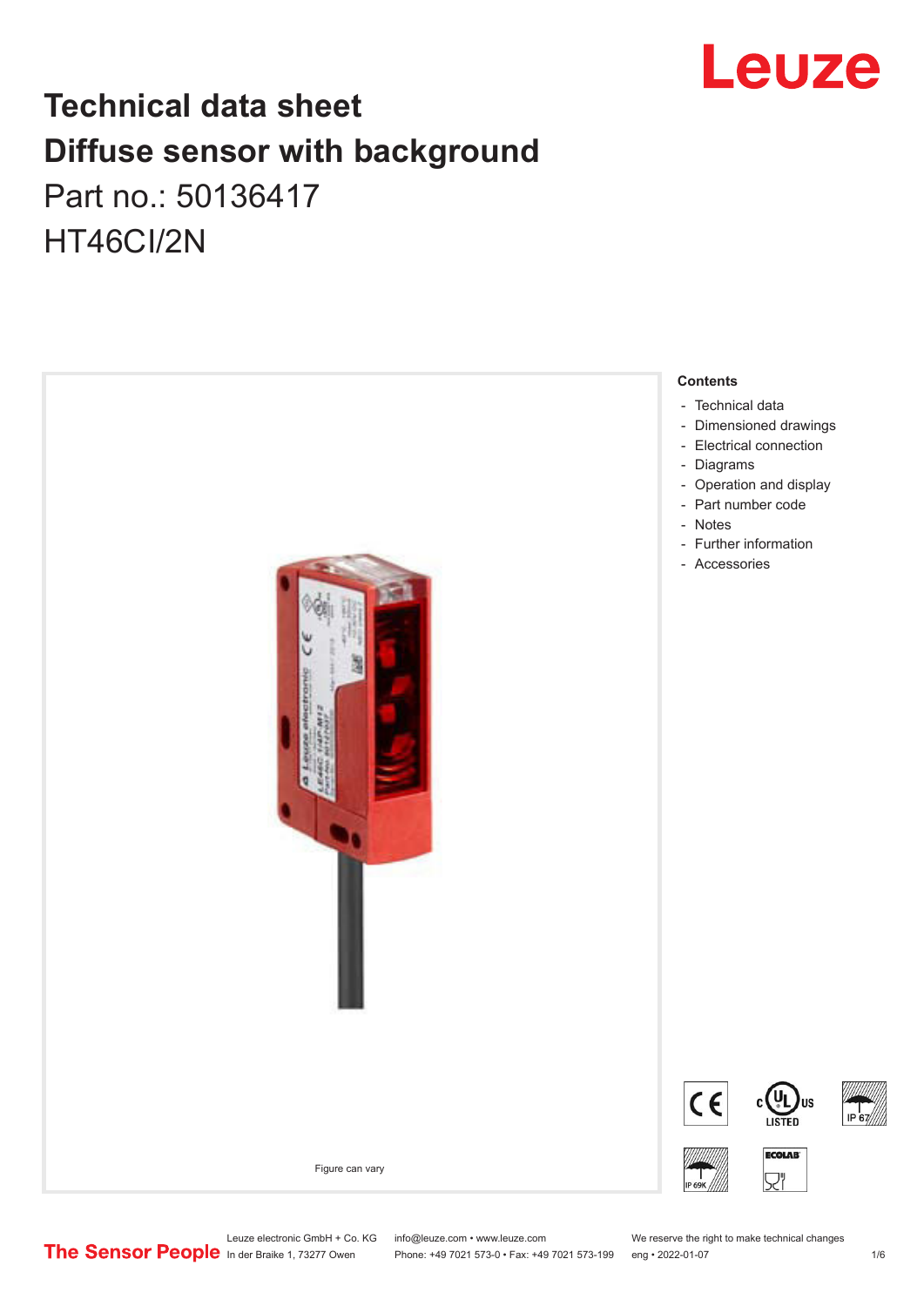# Technical data sheet
# Diffuse sensor with background

Part no.: 50136417

HT46CI/2N

Figure can vary

**Contents**

- Technical data
- Dimensioned drawings
- Electrical connection
- Diagrams
- Operation and display
- Part number code
- Notes
- Further information
- Accessories

Leuze electronic GmbH + Co. KG
In der Braike 1, 73277 Owen

info@leuze.com • www.leuze.com
Phone: +49 7021 573-0 • Fax: +49 7021 573-199

We reserve the right to make technical changes
eng • 2022-01-07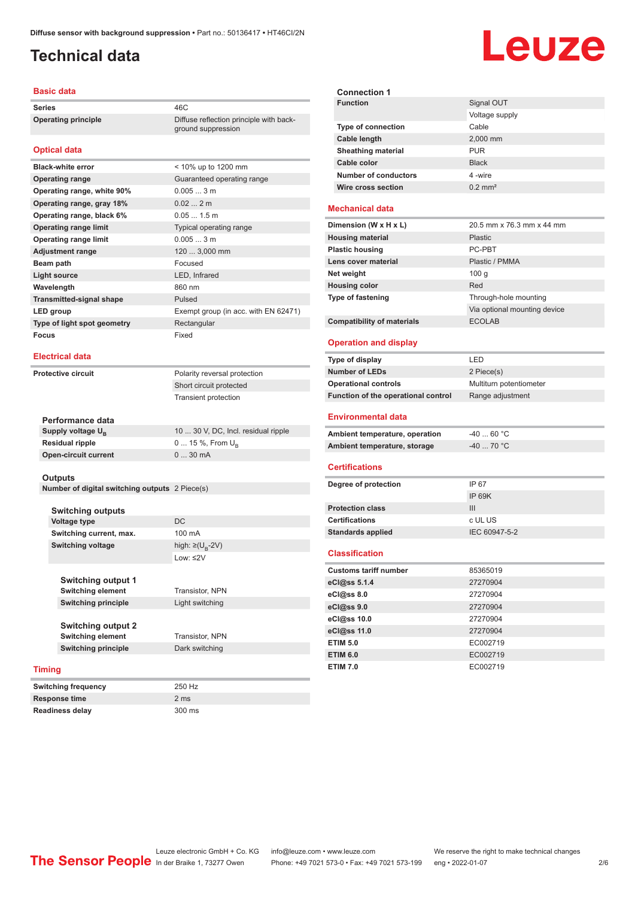# Technical data

## Basic data

| | |
|---|---|
| **Series** | 46C |
| **Operating principle** | Diffuse reflection principle with background suppression |

## Optical data

| | |
|---|---|
| **Black-white error** | < 10% up to 1200 mm |
| **Operating range** | Guaranteed operating range |
| **Operating range, white 90%** | 0.005 ... 3 m |
| **Operating range, gray 18%** | 0.02 ... 2 m |
| **Operating range, black 6%** | 0.05 ... 1.5 m |
| **Operating range limit** | Typical operating range |
| **Operating range limit** | 0.005 ... 3 m |
| **Adjustment range** | 120 ... 3,000 mm |
| **Beam path** | Focused |
| **Light source** | LED, Infrared |
| **Wavelength** | 860 nm |
| **Transmitted-signal shape** | Pulsed |
| **LED group** | Exempt group (in acc. with EN 62471) |
| **Type of light spot geometry** | Rectangular |
| **Focus** | Fixed |

## Electrical data

| | |
|---|---|
| **Protective circuit** | Polarity reversal protection |
| | Short circuit protected |
| | Transient protection |

### Performance data

| | |
|---|---|
| **Supply voltage $U_B$** | 10 ... 30 V, DC, Incl. residual ripple |
| **Residual ripple** | 0 ... 15 %, From $U_B$ |
| **Open-circuit current** | 0 ... 30 mA |

### Outputs

| | |
|---|---|
| **Number of digital switching outputs** | 2 Piece(s) |

#### Switching outputs

| | |
|---|---|
| **Voltage type** | DC |
| **Switching current, max.** | 100 mA |
| **Switching voltage** | high: ≥($U_B$-2V) |
| | Low: ≤2V |

##### Switching output 1

| | |
|---|---|
| **Switching element** | Transistor, NPN |
| **Switching principle** | Light switching |

##### Switching output 2

| | |
|---|---|
| **Switching element** | Transistor, NPN |
| **Switching principle** | Dark switching |

## Timing

| | |
|---|---|
| **Switching frequency** | 250 Hz |
| **Response time** | 2 ms |
| **Readiness delay** | 300 ms |

### Connection 1

| | |
|---|---|
| **Function** | Signal OUT |
| | Voltage supply |
| **Type of connection** | Cable |
| **Cable length** | 2,000 mm |
| **Sheathing material** | PUR |
| **Cable color** | Black |
| **Number of conductors** | 4 -wire |
| **Wire cross section** | 0.2 mm² |

## Mechanical data

| | |
|---|---|
| **Dimension (W x H x L)** | 20.5 mm x 76.3 mm x 44 mm |
| **Housing material** | Plastic |
| **Plastic housing** | PC-PBT |
| **Lens cover material** | Plastic / PMMA |
| **Net weight** | 100 g |
| **Housing color** | Red |
| **Type of fastening** | Through-hole mounting |
| | Via optional mounting device |
| **Compatibility of materials** | ECOLAB |

## Operation and display

| | |
|---|---|
| **Type of display** | LED |
| **Number of LEDs** | 2 Piece(s) |
| **Operational controls** | Multiturn potentiometer |
| **Function of the operational control** | Range adjustment |

## Environmental data

| | |
|---|---|
| **Ambient temperature, operation** | -40 ... 60 °C |
| **Ambient temperature, storage** | -40 ... 70 °C |

## Certifications

| | |
|---|---|
| **Degree of protection** | IP 67 |
| | IP 69K |
| **Protection class** | III |
| **Certifications** | c UL US |
| **Standards applied** | IEC 60947-5-2 |

## Classification

| | |
|---|---|
| **Customs tariff number** | 85365019 |
| **eCl@ss 5.1.4** | 27270904 |
| **eCl@ss 8.0** | 27270904 |
| **eCl@ss 9.0** | 27270904 |
| **eCl@ss 10.0** | 27270904 |
| **eCl@ss 11.0** | 27270904 |
| **ETIM 5.0** | EC002719 |
| **ETIM 6.0** | EC002719 |
| **ETIM 7.0** | EC002719 |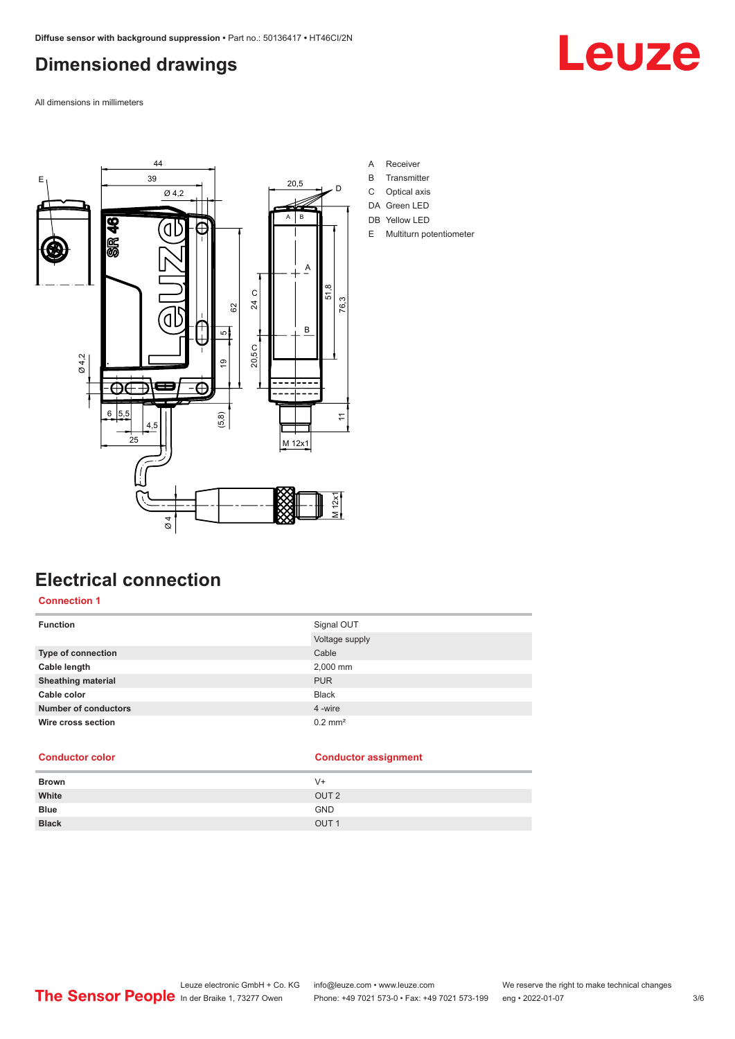# Dimensioned drawings

All dimensions in millimeters

A Receiver
B Transmitter
C Optical axis
DA Green LED
DB Yellow LED
E Multiturn potentiometer

# Electrical connection

## Connection 1

| Function | Signal OUT |
| --- | --- |
| | Voltage supply |
| Type of connection | Cable |
| Cable length | 2,000 mm |
| Sheathing material | PUR |
| Cable color | Black |
| Number of conductors | 4 -wire |
| Wire cross section | 0.2 mm² |

| Conductor color | Conductor assignment |
| --- | --- |
| Brown | V+ |
| White | OUT 2 |
| Blue | GND |
| Black | OUT 1 |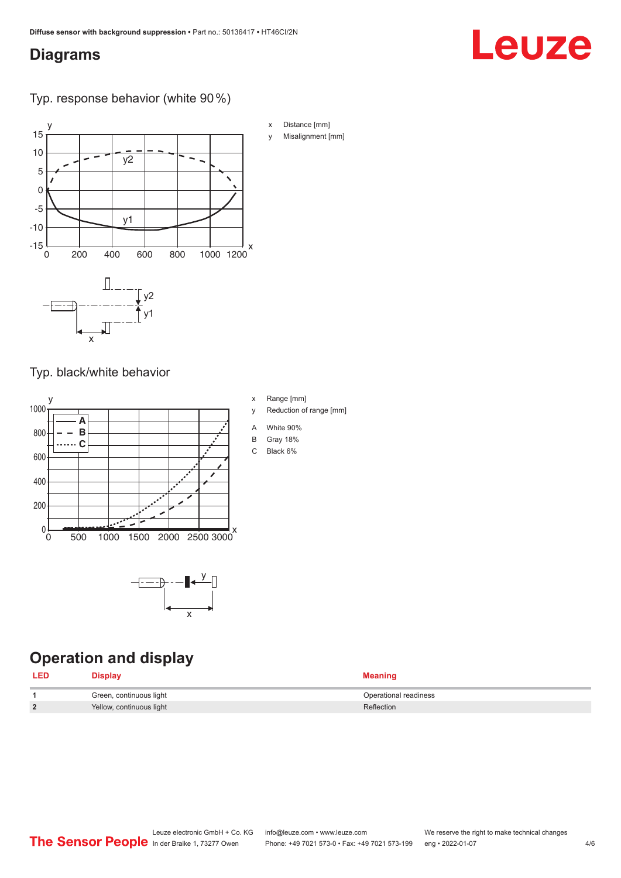## Diagrams

Typ. response behavior (white 90 %)

x Distance [mm]

y Misalignment [mm]

Typ. black/white behavior

x Range [mm]

y Reduction of range [mm]

A White 90%

B Gray 18%

C Black 6%

## Operation and display

| LED | Display | Meaning |
|---|---|---|
| 1 | Green, continuous light | Operational readiness |
| 2 | Yellow, continuous light | Reflection |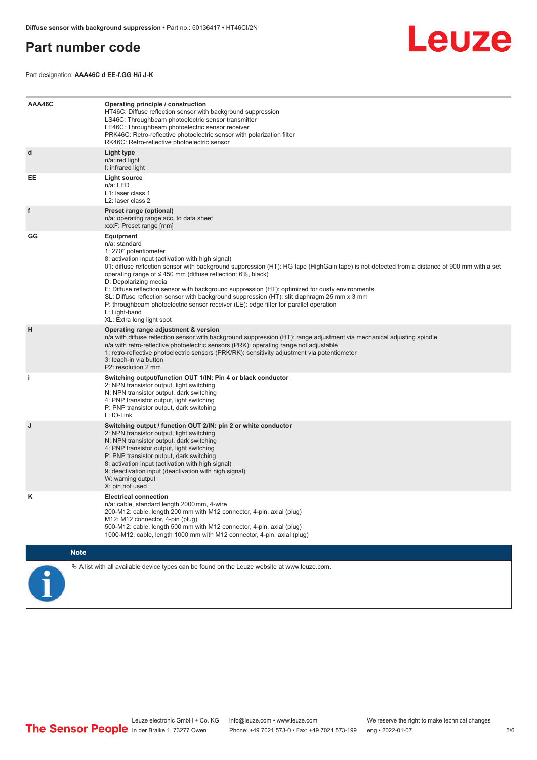# Part number code

Part designation: **AAA46C d EE-f.GG H/i J-K**

| | |
|---|---|
| **AAA46C** | **Operating principle / construction**<br>HT46C: Diffuse reflection sensor with background suppression<br>LS46C: Throughbeam photoelectric sensor transmitter<br>LE46C: Throughbeam photoelectric sensor receiver<br>PRK46C: Retro-reflective photoelectric sensor with polarization filter<br>RK46C: Retro-reflective photoelectric sensor |
| **d** | **Light type**<br>n/a: red light<br>I: infrared light |
| **EE** | **Light source**<br>n/a: LED<br>L1: laser class 1<br>L2: laser class 2 |
| **f** | **Preset range (optional)**<br>n/a: operating range acc. to data sheet<br>xxxF: Preset range [mm] |
| **GG** | **Equipment**<br>n/a: standard<br>1: 270° potentiometer<br>8: activation input (activation with high signal)<br>01: diffuse reflection sensor with background suppression (HT): HG tape (HighGain tape) is not detected from a distance of 900 mm with a set operating range of ≤ 450 mm (diffuse reflection: 6%, black)<br>D: Depolarizing media<br>E: Diffuse reflection sensor with background suppression (HT): optimized for dusty environments<br>SL: Diffuse reflection sensor with background suppression (HT): slit diaphragm 25 mm x 3 mm<br>P: throughbeam photoelectric sensor receiver (LE): edge filter for parallel operation<br>L: Light-band<br>XL: Extra long light spot |
| **H** | **Operating range adjustment & version**<br>n/a with diffuse reflection sensor with background suppression (HT): range adjustment via mechanical adjusting spindle<br>n/a with retro-reflective photoelectric sensors (PRK): operating range not adjustable<br>1: retro-reflective photoelectric sensors (PRK/RK): sensitivity adjustment via potentiometer<br>3: teach-in via button<br>P2: resolution 2 mm |
| **i** | **Switching output/function OUT 1/IN: Pin 4 or black conductor**<br>2: NPN transistor output, light switching<br>N: NPN transistor output, dark switching<br>4: PNP transistor output, light switching<br>P: PNP transistor output, dark switching<br>L: IO-Link |
| **J** | **Switching output / function OUT 2/IN: pin 2 or white conductor**<br>2: NPN transistor output, light switching<br>N: NPN transistor output, dark switching<br>4: PNP transistor output, light switching<br>P: PNP transistor output, dark switching<br>8: activation input (activation with high signal)<br>9: deactivation input (deactivation with high signal)<br>W: warning output<br>X: pin not used |
| **K** | **Electrical connection**<br>n/a: cable, standard length 2000 mm, 4-wire<br>200-M12: cable, length 200 mm with M12 connector, 4-pin, axial (plug)<br>M12: M12 connector, 4-pin (plug)<br>500-M12: cable, length 500 mm with M12 connector, 4-pin, axial (plug)<br>1000-M12: cable, length 1000 mm with M12 connector, 4-pin, axial (plug) |

**Note**

↳ A list with all available device types can be found on the Leuze website at www.leuze.com.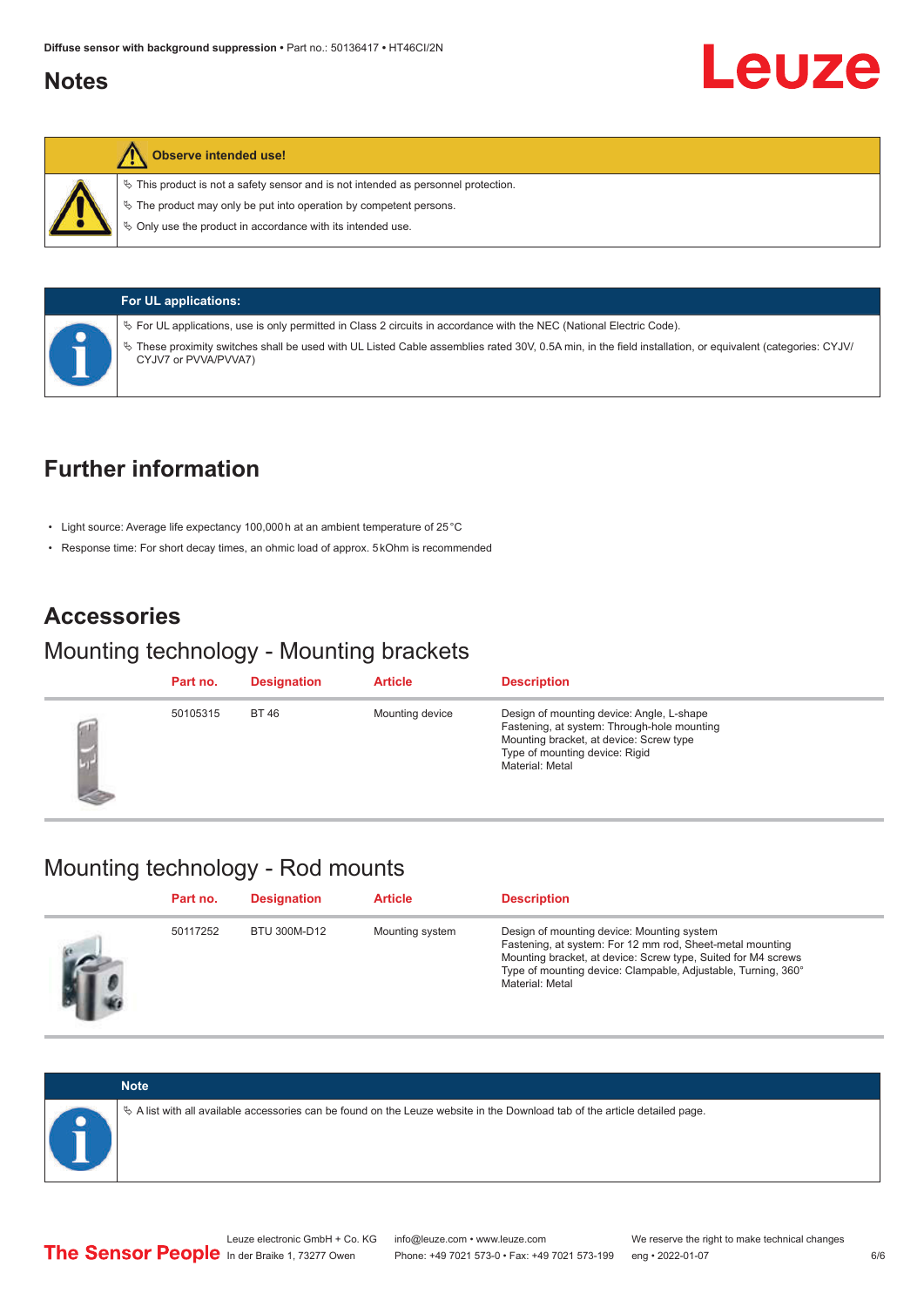## Notes

**Observe intended use!**

- ✎ This product is not a safety sensor and is not intended as personnel protection.
- ✎ The product may only be put into operation by competent persons.
- ✎ Only use the product in accordance with its intended use.

**For UL applications:**

- ✎ For UL applications, use is only permitted in Class 2 circuits in accordance with the NEC (National Electric Code).
- ✎ These proximity switches shall be used with UL Listed Cable assemblies rated 30V, 0.5A min, in the field installation, or equivalent (categories: CYJV/ CYJV7 or PVVA/PVVA7)

## Further information

- Light source: Average life expectancy 100,000 h at an ambient temperature of 25 °C
- Response time: For short decay times, an ohmic load of approx. 5 kOhm is recommended

## Accessories

### Mounting technology - Mounting brackets

| Part no. | Designation | Article | Description |
|---|---|---|---|
| 50105315 | BT 46 | Mounting device | Design of mounting device: Angle, L-shape<br>Fastening, at system: Through-hole mounting<br>Mounting bracket, at device: Screw type<br>Type of mounting device: Rigid<br>Material: Metal |

### Mounting technology - Rod mounts

| Part no. | Designation | Article | Description |
|---|---|---|---|
| 50117252 | BTU 300M-D12 | Mounting system | Design of mounting device: Mounting system<br>Fastening, at system: For 12 mm rod, Sheet-metal mounting<br>Mounting bracket, at device: Screw type, Suited for M4 screws<br>Type of mounting device: Clampable, Adjustable, Turning, 360°<br>Material: Metal |

**Note**

- ✎ A list with all available accessories can be found on the Leuze website in the Download tab of the article detailed page.